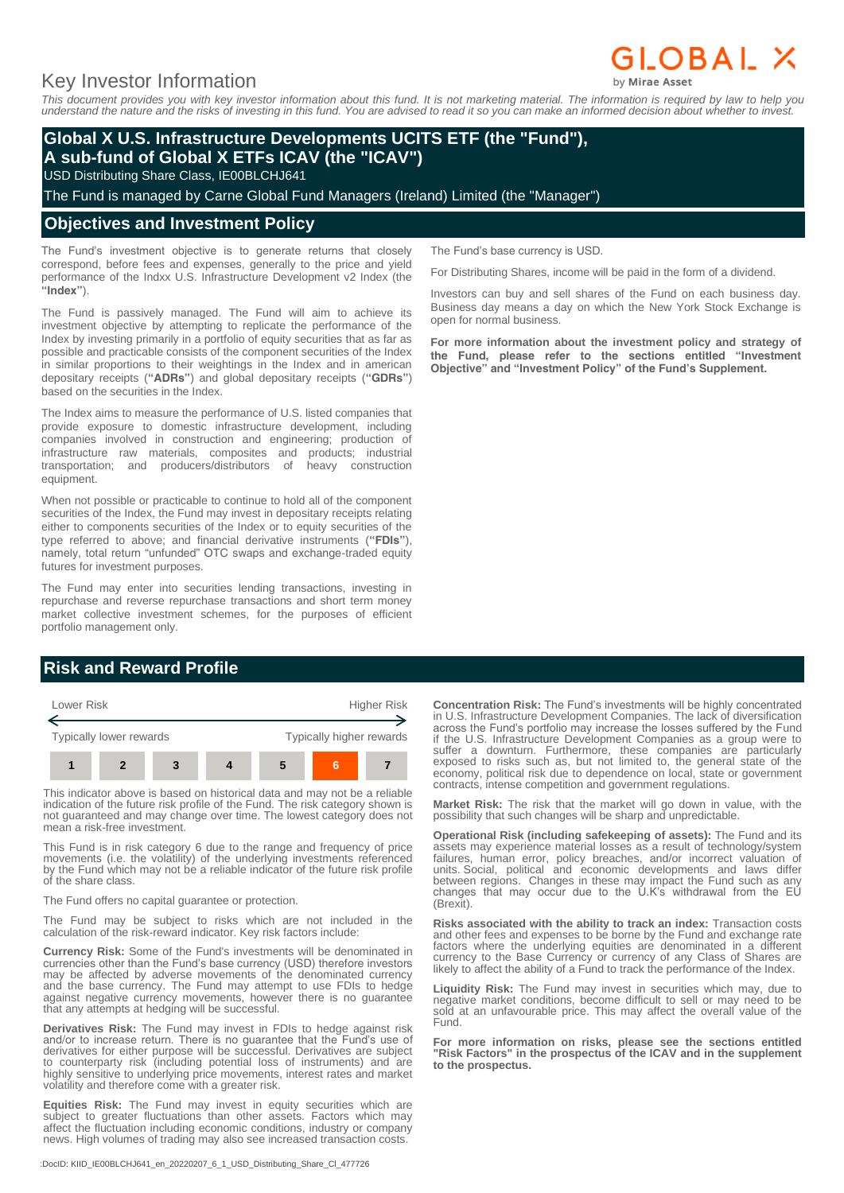# Key Investor Information

GLOBAL X by Mirae Asset

*This document provides you with key investor information about this fund. It is not marketing material. The information is required by law to help you understand the nature and the risks of investing in this fund. You are advised to read it so you can make an informed decision about whether to invest.*

## Global X U.S. Infrastructure Developments UCITS ETF (the "Fund"), A sub-fund of Global X ETFs ICAV (the "ICAV")

USD Distributing Share Class, IE00BLCHJ641

The Fund is managed by Carne Global Fund Managers (Ireland) Limited (the "Manager")

## Objectives and Investment Policy

The Fund's investment objective is to generate returns that closely correspond, before fees and expenses, generally to the price and yield performance of the Indxx U.S. Infrastructure Development v2 Index (the **"Index"**).

The Fund is passively managed. The Fund will aim to achieve its investment objective by attempting to replicate the performance of the Index by investing primarily in a portfolio of equity securities that as far as possible and practicable consists of the component securities of the Index in similar proportions to their weightings in the Index and in american depositary receipts (**"ADRs"**) and global depositary receipts (**"GDRs"**) based on the securities in the Index.

The Index aims to measure the performance of U.S. listed companies that provide exposure to domestic infrastructure development, including companies involved in construction and engineering; production of infrastructure raw materials, composites and products; industrial transportation; and producers/distributors of heavy construction equipment.

When not possible or practicable to continue to hold all of the component securities of the Index, the Fund may invest in depositary receipts relating either to components securities of the Index or to equity securities of the type referred to above; and financial derivative instruments (**"FDIs"**), namely, total return "unfunded" OTC swaps and exchange-traded equity futures for investment purposes.

The Fund may enter into securities lending transactions, investing in repurchase and reverse repurchase transactions and short term money market collective investment schemes, for the purposes of efficient portfolio management only.

The Fund's base currency is USD.

For Distributing Shares, income will be paid in the form of a dividend.

Investors can buy and sell shares of the Fund on each business day. Business day means a day on which the New York Stock Exchange is open for normal business.

**For more information about the investment policy and strategy of the Fund, please refer to the sections entitled "Investment Objective" and "Investment Policy" of the Fund's Supplement.**

## Risk and Reward Profile

| Lower Risk | | | | | | Higher Risk |
|---|---|---|---|---|---|---|
| Typically lower rewards | | | | | | Typically higher rewards |
| 1 | 2 | 3 | 4 | 5 | **6** | 7 |

This indicator above is based on historical data and may not be a reliable indication of the future risk profile of the Fund. The risk category shown is not guaranteed and may change over time. The lowest category does not mean a risk-free investment.

This Fund is in risk category 6 due to the range and frequency of price movements (i.e. the volatility) of the underlying investments referenced by the Fund which may not be a reliable indicator of the future risk profile of the share class.

The Fund offers no capital guarantee or protection.

The Fund may be subject to risks which are not included in the calculation of the risk-reward indicator. Key risk factors include:

**Currency Risk:** Some of the Fund's investments will be denominated in currencies other than the Fund's base currency (USD) therefore investors may be affected by adverse movements of the denominated currency and the base currency. The Fund may attempt to use FDIs to hedge against negative currency movements, however there is no guarantee that any attempts at hedging will be successful.

**Derivatives Risk:** The Fund may invest in FDIs to hedge against risk and/or to increase return. There is no guarantee that the Fund's use of derivatives for either purpose will be successful. Derivatives are subject to counterparty risk (including potential loss of instruments) and are highly sensitive to underlying price movements, interest rates and market volatility and therefore come with a greater risk.

**Equities Risk:** The Fund may invest in equity securities which are subject to greater fluctuations than other assets. Factors which may affect the fluctuation including economic conditions, industry or company news. High volumes of trading may also see increased transaction costs.

**Concentration Risk:** The Fund's investments will be highly concentrated in U.S. Infrastructure Development Companies. The lack of diversification across the Fund's portfolio may increase the losses suffered by the Fund if the U.S. Infrastructure Development Companies as a group were to suffer a downturn. Furthermore, these companies are particularly exposed to risks such as, but not limited to, the general state of the economy, political risk due to dependence on local, state or government contracts, intense competition and government regulations.

**Market Risk:** The risk that the market will go down in value, with the possibility that such changes will be sharp and unpredictable.

**Operational Risk (including safekeeping of assets):** The Fund and its assets may experience material losses as a result of technology/system failures, human error, policy breaches, and/or incorrect valuation of units. Social, political and economic developments and laws differ between regions. Changes in these may impact the Fund such as any changes that may occur due to the U.K's withdrawal from the EU (Brexit).

**Risks associated with the ability to track an index:** Transaction costs and other fees and expenses to be borne by the Fund and exchange rate factors where the underlying equities are denominated in a different currency to the Base Currency or currency of any Class of Shares are likely to affect the ability of a Fund to track the performance of the Index.

**Liquidity Risk:** The Fund may invest in securities which may, due to negative market conditions, become difficult to sell or may need to be sold at an unfavourable price. This may affect the overall value of the Fund.

**For more information on risks, please see the sections entitled "Risk Factors" in the prospectus of the ICAV and in the supplement to the prospectus.**

:DocID: KIID_IE00BLCHJ641_en_20220207_6_1_USD_Distributing_Share_Cl_477726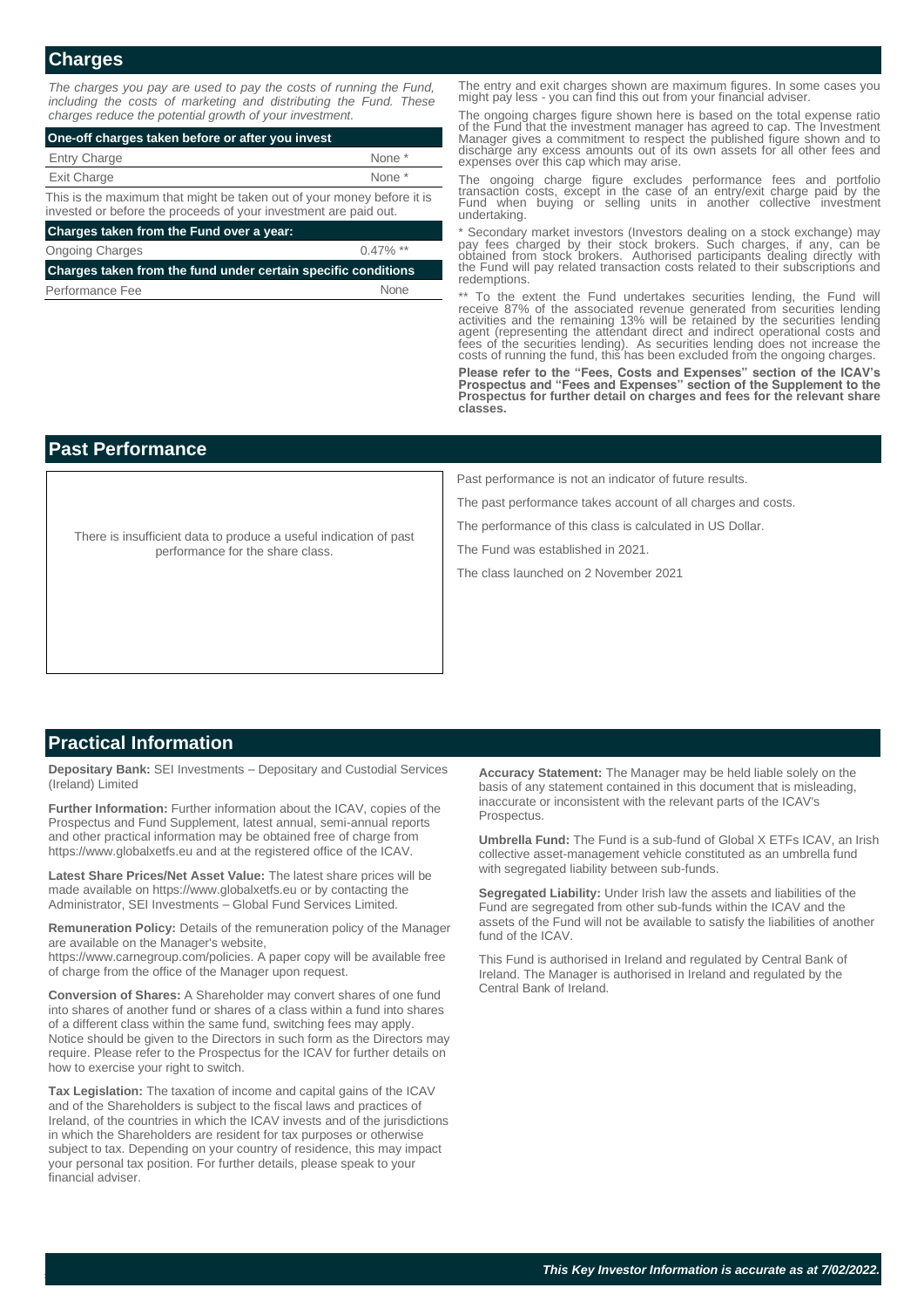## Charges

*The charges you pay are used to pay the costs of running the Fund, including the costs of marketing and distributing the Fund. These charges reduce the potential growth of your investment.*

| One-off charges taken before or after you invest | |
| --- | --- |
| Entry Charge | None * |
| Exit Charge | None * |

This is the maximum that might be taken out of your money before it is invested or before the proceeds of your investment are paid out.

| Charges taken from the Fund over a year: | |
| --- | --- |
| Ongoing Charges | 0.47% ** |

| Charges taken from the fund under certain specific conditions | |
| --- | --- |
| Performance Fee | None |

The entry and exit charges shown are maximum figures. In some cases you might pay less - you can find this out from your financial adviser.

The ongoing charges figure shown here is based on the total expense ratio of the Fund that the investment manager has agreed to cap. The Investment Manager gives a commitment to respect the published figure shown and to discharge any excess amounts out of its own assets for all other fees and expenses over this cap which may arise.

The ongoing charge figure excludes performance fees and portfolio transaction costs, except in the case of an entry/exit charge paid by the Fund when buying or selling units in another collective investment undertaking.

* Secondary market investors (Investors dealing on a stock exchange) may pay fees charged by their stock brokers. Such charges, if any, can be obtained from stock brokers. Authorised participants dealing directly with the Fund will pay related transaction costs related to their subscriptions and redemptions.

** To the extent the Fund undertakes securities lending, the Fund will receive 87% of the associated revenue generated from securities lending activities and the remaining 13% will be retained by the securities lending agent (representing the attendant direct and indirect operational costs and fees of the securities lending). As securities lending does not increase the costs of running the fund, this has been excluded from the ongoing charges.

**Please refer to the "Fees, Costs and Expenses" section of the ICAV's Prospectus and "Fees and Expenses" section of the Supplement to the Prospectus for further detail on charges and fees for the relevant share classes.**

## Past Performance

There is insufficient data to produce a useful indication of past performance for the share class.

Past performance is not an indicator of future results.

The past performance takes account of all charges and costs.

The performance of this class is calculated in US Dollar.

The Fund was established in 2021.

The class launched on 2 November 2021

## Practical Information

**Depositary Bank:** SEI Investments – Depositary and Custodial Services (Ireland) Limited

**Further Information:** Further information about the ICAV, copies of the Prospectus and Fund Supplement, latest annual, semi-annual reports and other practical information may be obtained free of charge from https://www.globalxetfs.eu and at the registered office of the ICAV.

**Latest Share Prices/Net Asset Value:** The latest share prices will be made available on https://www.globalxetfs.eu or by contacting the Administrator, SEI Investments – Global Fund Services Limited.

**Remuneration Policy:** Details of the remuneration policy of the Manager are available on the Manager's website, https://www.carnegroup.com/policies. A paper copy will be available free of charge from the office of the Manager upon request.

**Conversion of Shares:** A Shareholder may convert shares of one fund into shares of another fund or shares of a class within a fund into shares of a different class within the same fund, switching fees may apply. Notice should be given to the Directors in such form as the Directors may require. Please refer to the Prospectus for the ICAV for further details on how to exercise your right to switch.

**Tax Legislation:** The taxation of income and capital gains of the ICAV and of the Shareholders is subject to the fiscal laws and practices of Ireland, of the countries in which the ICAV invests and of the jurisdictions in which the Shareholders are resident for tax purposes or otherwise subject to tax. Depending on your country of residence, this may impact your personal tax position. For further details, please speak to your financial adviser.

**Accuracy Statement:** The Manager may be held liable solely on the basis of any statement contained in this document that is misleading, inaccurate or inconsistent with the relevant parts of the ICAV's Prospectus.

**Umbrella Fund:** The Fund is a sub-fund of Global X ETFs ICAV, an Irish collective asset-management vehicle constituted as an umbrella fund with segregated liability between sub-funds.

**Segregated Liability:** Under Irish law the assets and liabilities of the Fund are segregated from other sub-funds within the ICAV and the assets of the Fund will not be available to satisfy the liabilities of another fund of the ICAV.

This Fund is authorised in Ireland and regulated by Central Bank of Ireland. The Manager is authorised in Ireland and regulated by the Central Bank of Ireland.

***This Key Investor Information is accurate as at 7/02/2022.***